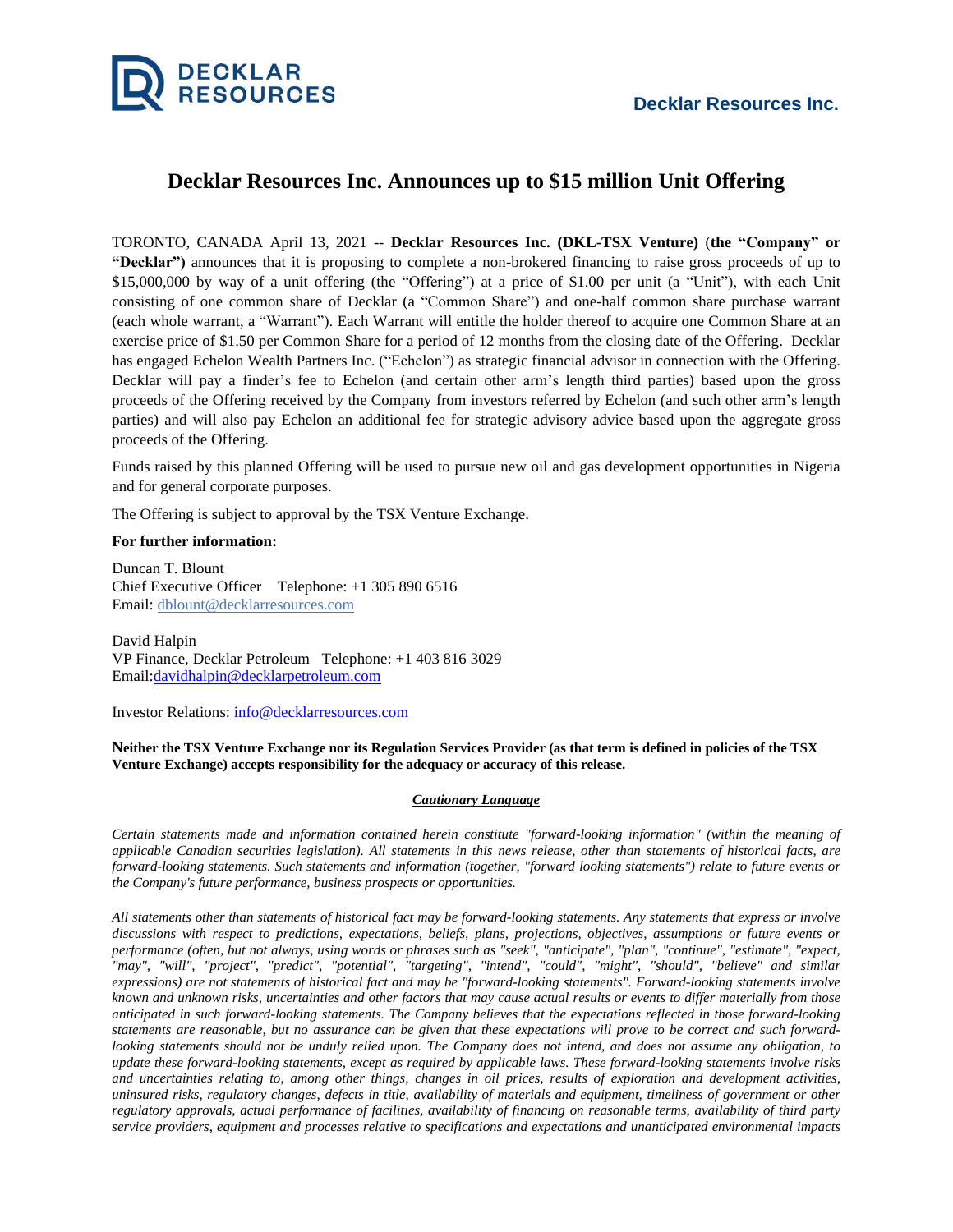**Decklar Resources Inc.**

# Decklar Resources Inc. Announces up to $15 million Unit Offering

TORONTO, CANADA April 13, 2021 -- **Decklar Resources Inc. (DKL-TSX Venture)** (**the "Company" or "Decklar")** announces that it is proposing to complete a non-brokered financing to raise gross proceeds of up to $15,000,000 by way of a unit offering (the "Offering") at a price of $1.00 per unit (a "Unit"), with each Unit consisting of one common share of Decklar (a "Common Share") and one-half common share purchase warrant (each whole warrant, a "Warrant"). Each Warrant will entitle the holder thereof to acquire one Common Share at an exercise price of $1.50 per Common Share for a period of 12 months from the closing date of the Offering. Decklar has engaged Echelon Wealth Partners Inc. ("Echelon") as strategic financial advisor in connection with the Offering. Decklar will pay a finder's fee to Echelon (and certain other arm's length third parties) based upon the gross proceeds of the Offering received by the Company from investors referred by Echelon (and such other arm's length parties) and will also pay Echelon an additional fee for strategic advisory advice based upon the aggregate gross proceeds of the Offering.

Funds raised by this planned Offering will be used to pursue new oil and gas development opportunities in Nigeria and for general corporate purposes.

The Offering is subject to approval by the TSX Venture Exchange.

**For further information:**

Duncan T. Blount
Chief Executive Officer Telephone: +1 305 890 6516
Email: dblount@decklarresources.com

David Halpin
VP Finance, Decklar Petroleum Telephone: +1 403 816 3029
Email:davidhalpin@decklarpetroleum.com

Investor Relations: info@decklarresources.com

**Neither the TSX Venture Exchange nor its Regulation Services Provider (as that term is defined in policies of the TSX Venture Exchange) accepts responsibility for the adequacy or accuracy of this release.**

***Cautionary Language***

*Certain statements made and information contained herein constitute "forward-looking information" (within the meaning of applicable Canadian securities legislation). All statements in this news release, other than statements of historical facts, are forward-looking statements. Such statements and information (together, "forward looking statements") relate to future events or the Company's future performance, business prospects or opportunities.*

*All statements other than statements of historical fact may be forward-looking statements. Any statements that express or involve discussions with respect to predictions, expectations, beliefs, plans, projections, objectives, assumptions or future events or performance (often, but not always, using words or phrases such as "seek", "anticipate", "plan", "continue", "estimate", "expect, "may", "will", "project", "predict", "potential", "targeting", "intend", "could", "might", "should", "believe" and similar expressions) are not statements of historical fact and may be "forward-looking statements". Forward-looking statements involve known and unknown risks, uncertainties and other factors that may cause actual results or events to differ materially from those anticipated in such forward-looking statements. The Company believes that the expectations reflected in those forward-looking statements are reasonable, but no assurance can be given that these expectations will prove to be correct and such forward-looking statements should not be unduly relied upon. The Company does not intend, and does not assume any obligation, to update these forward-looking statements, except as required by applicable laws. These forward-looking statements involve risks and uncertainties relating to, among other things, changes in oil prices, results of exploration and development activities, uninsured risks, regulatory changes, defects in title, availability of materials and equipment, timeliness of government or other regulatory approvals, actual performance of facilities, availability of financing on reasonable terms, availability of third party service providers, equipment and processes relative to specifications and expectations and unanticipated environmental impacts*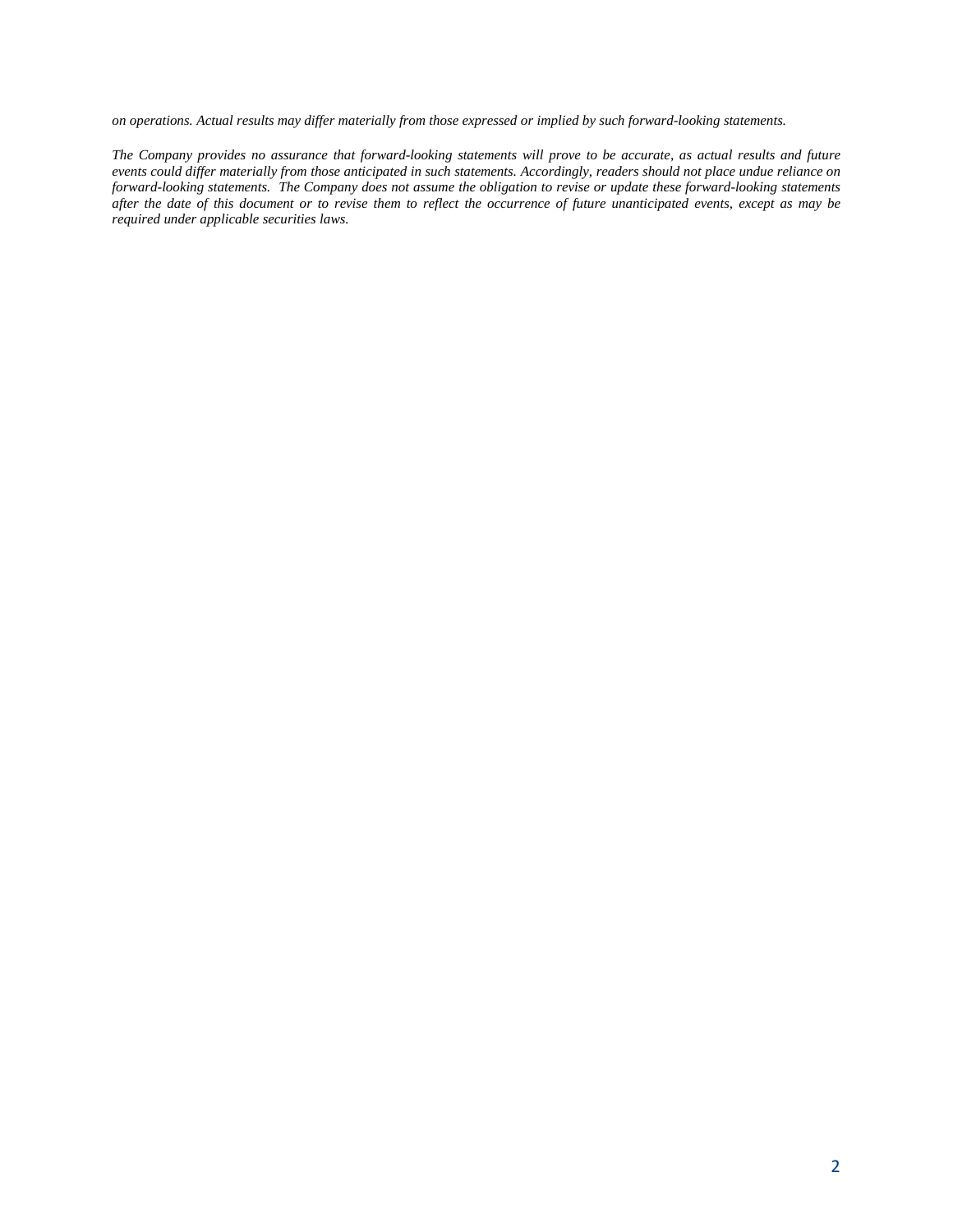*on operations. Actual results may differ materially from those expressed or implied by such forward-looking statements.*

*The Company provides no assurance that forward-looking statements will prove to be accurate, as actual results and future events could differ materially from those anticipated in such statements. Accordingly, readers should not place undue reliance on forward-looking statements. The Company does not assume the obligation to revise or update these forward-looking statements after the date of this document or to revise them to reflect the occurrence of future unanticipated events, except as may be required under applicable securities laws.*